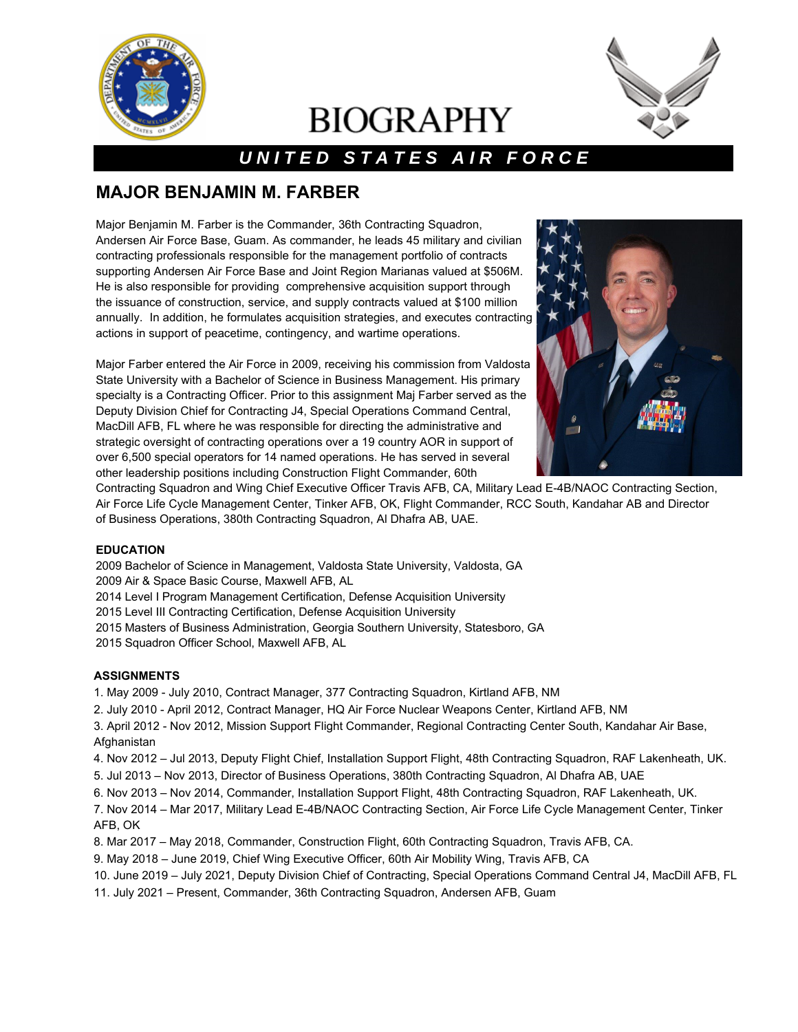# BIOGRAPHY

**U N I T E D   S T A T E S   A I R   F O R C E**

## MAJOR BENJAMIN M. FARBER

Major Benjamin M. Farber is the Commander, 36th Contracting Squadron, Andersen Air Force Base, Guam. As commander, he leads 45 military and civilian contracting professionals responsible for the management portfolio of contracts supporting Andersen Air Force Base and Joint Region Marianas valued at $506M. He is also responsible for providing comprehensive acquisition support through the issuance of construction, service, and supply contracts valued at $100 million annually. In addition, he formulates acquisition strategies, and executes contracting actions in support of peacetime, contingency, and wartime operations.

Major Farber entered the Air Force in 2009, receiving his commission from Valdosta State University with a Bachelor of Science in Business Management. His primary specialty is a Contracting Officer. Prior to this assignment Maj Farber served as the Deputy Division Chief for Contracting J4, Special Operations Command Central, MacDill AFB, FL where he was responsible for directing the administrative and strategic oversight of contracting operations over a 19 country AOR in support of over 6,500 special operators for 14 named operations. He has served in several other leadership positions including Construction Flight Commander, 60th Contracting Squadron and Wing Chief Executive Officer Travis AFB, CA, Military Lead E-4B/NAOC Contracting Section, Air Force Life Cycle Management Center, Tinker AFB, OK, Flight Commander, RCC South, Kandahar AB and Director of Business Operations, 380th Contracting Squadron, Al Dhafra AB, UAE.

**EDUCATION**

2009 Bachelor of Science in Management, Valdosta State University, Valdosta, GA
2009 Air & Space Basic Course, Maxwell AFB, AL
2014 Level I Program Management Certification, Defense Acquisition University
2015 Level III Contracting Certification, Defense Acquisition University
2015 Masters of Business Administration, Georgia Southern University, Statesboro, GA
2015 Squadron Officer School, Maxwell AFB, AL

**ASSIGNMENTS**

1. May 2009 - July 2010, Contract Manager, 377 Contracting Squadron, Kirtland AFB, NM
2. July 2010 - April 2012, Contract Manager, HQ Air Force Nuclear Weapons Center, Kirtland AFB, NM
3. April 2012 - Nov 2012, Mission Support Flight Commander, Regional Contracting Center South, Kandahar Air Base, Afghanistan
4. Nov 2012 – Jul 2013, Deputy Flight Chief, Installation Support Flight, 48th Contracting Squadron, RAF Lakenheath, UK.
5. Jul 2013 – Nov 2013, Director of Business Operations, 380th Contracting Squadron, Al Dhafra AB, UAE
6. Nov 2013 – Nov 2014, Commander, Installation Support Flight, 48th Contracting Squadron, RAF Lakenheath, UK.
7. Nov 2014 – Mar 2017, Military Lead E-4B/NAOC Contracting Section, Air Force Life Cycle Management Center, Tinker AFB, OK
8. Mar 2017 – May 2018, Commander, Construction Flight, 60th Contracting Squadron, Travis AFB, CA.
9. May 2018 – June 2019, Chief Wing Executive Officer, 60th Air Mobility Wing, Travis AFB, CA
10. June 2019 – July 2021, Deputy Division Chief of Contracting, Special Operations Command Central J4, MacDill AFB, FL
11. July 2021 – Present, Commander, 36th Contracting Squadron, Andersen AFB, Guam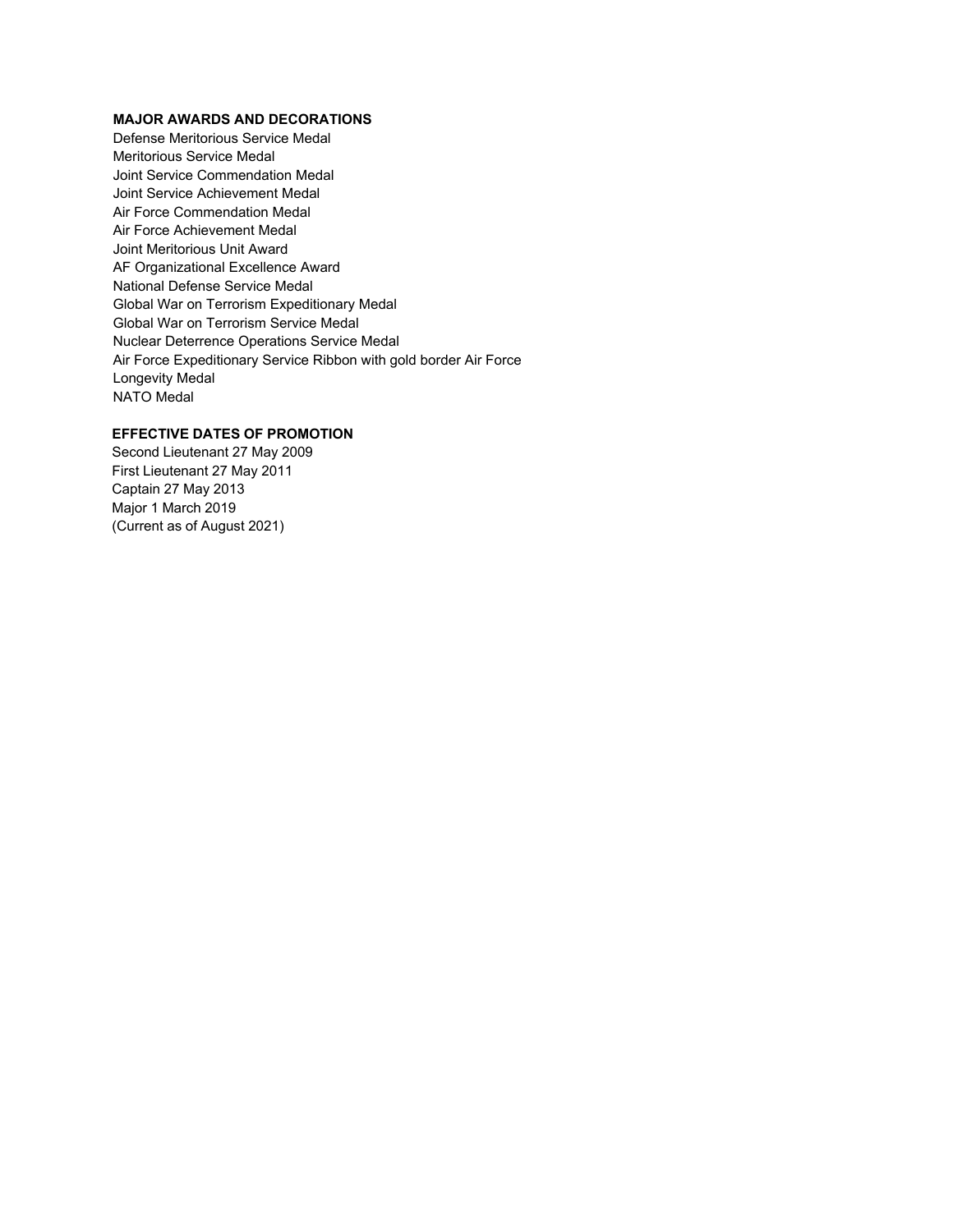**MAJOR AWARDS AND DECORATIONS**

Defense Meritorious Service Medal
Meritorious Service Medal
Joint Service Commendation Medal
Joint Service Achievement Medal
Air Force Commendation Medal
Air Force Achievement Medal
Joint Meritorious Unit Award
AF Organizational Excellence Award
National Defense Service Medal
Global War on Terrorism Expeditionary Medal
Global War on Terrorism Service Medal
Nuclear Deterrence Operations Service Medal
Air Force Expeditionary Service Ribbon with gold border Air Force
Longevity Medal
NATO Medal

**EFFECTIVE DATES OF PROMOTION**

Second Lieutenant 27 May 2009
First Lieutenant 27 May 2011
Captain 27 May 2013
Major 1 March 2019
(Current as of August 2021)